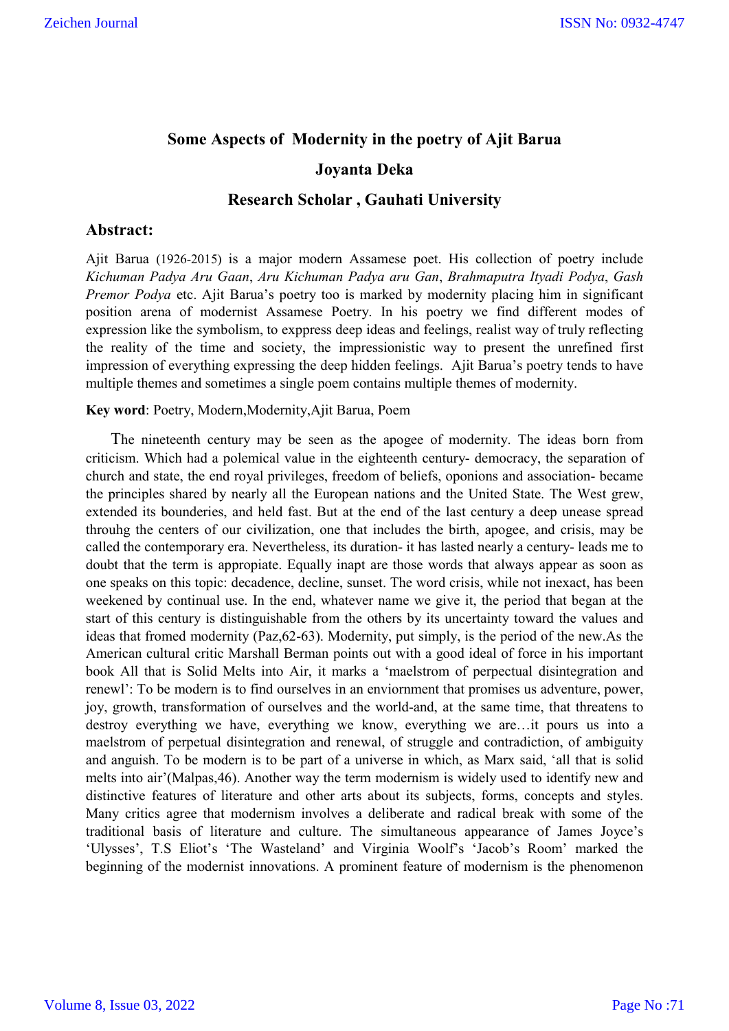# Some Aspects of Modernity in the poetry of Ajit Barua

### Joyanta Deka

### Research Scholar , Gauhati University

## Abstract:

Ajit Barua (1926-2015) is a major modern Assamese poet. His collection of poetry include *Kichuman Padya Aru Gaan*, *Aru Kichuman Padya aru Gan*, *Brahmaputra Ityadi Podya*, *Gash Premor Podya* etc. Ajit Barua's poetry too is marked by modernity placing him in significant position arena of modernist Assamese Poetry. In his poetry we find different modes of expression like the symbolism, to exppress deep ideas and feelings, realist way of truly reflecting the reality of the time and society, the impressionistic way to present the unrefined first impression of everything expressing the deep hidden feelings. Ajit Barua's poetry tends to have multiple themes and sometimes a single poem contains multiple themes of modernity.

**Key word**: Poetry, Modern,Modernity,Ajit Barua, Poem

The nineteenth century may be seen as the apogee of modernity. The ideas born from criticism. Which had a polemical value in the eighteenth century- democracy, the separation of church and state, the end royal privileges, freedom of beliefs, oponions and association- became the principles shared by nearly all the European nations and the United State. The West grew, extended its bounderies, and held fast. But at the end of the last century a deep unease spread throuhg the centers of our civilization, one that includes the birth, apogee, and crisis, may be called the contemporary era. Nevertheless, its duration- it has lasted nearly a century- leads me to doubt that the term is appropiate. Equally inapt are those words that always appear as soon as one speaks on this topic: decadence, decline, sunset. The word crisis, while not inexact, has been weekened by continual use. In the end, whatever name we give it, the period that began at the start of this century is distinguishable from the others by its uncertainty toward the values and ideas that fromed modernity (Paz,62-63). Modernity, put simply, is the period of the new.As the American cultural critic Marshall Berman points out with a good ideal of force in his important book All that is Solid Melts into Air, it marks a 'maelstrom of perpectual disintegration and renewl': To be modern is to find ourselves in an enviornment that promises us adventure, power, joy, growth, transformation of ourselves and the world-and, at the same time, that threatens to destroy everything we have, everything we know, everything we are…it pours us into a maelstrom of perpetual disintegration and renewal, of struggle and contradiction, of ambiguity and anguish. To be modern is to be part of a universe in which, as Marx said, 'all that is solid melts into air'(Malpas,46). Another way the term modernism is widely used to identify new and distinctive features of literature and other arts about its subjects, forms, concepts and styles. Many critics agree that modernism involves a deliberate and radical break with some of the traditional basis of literature and culture. The simultaneous appearance of James Joyce's 'Ulysses', T.S Eliot's 'The Wasteland' and Virginia Woolf's 'Jacob's Room' marked the beginning of the modernist innovations. A prominent feature of modernism is the phenomenon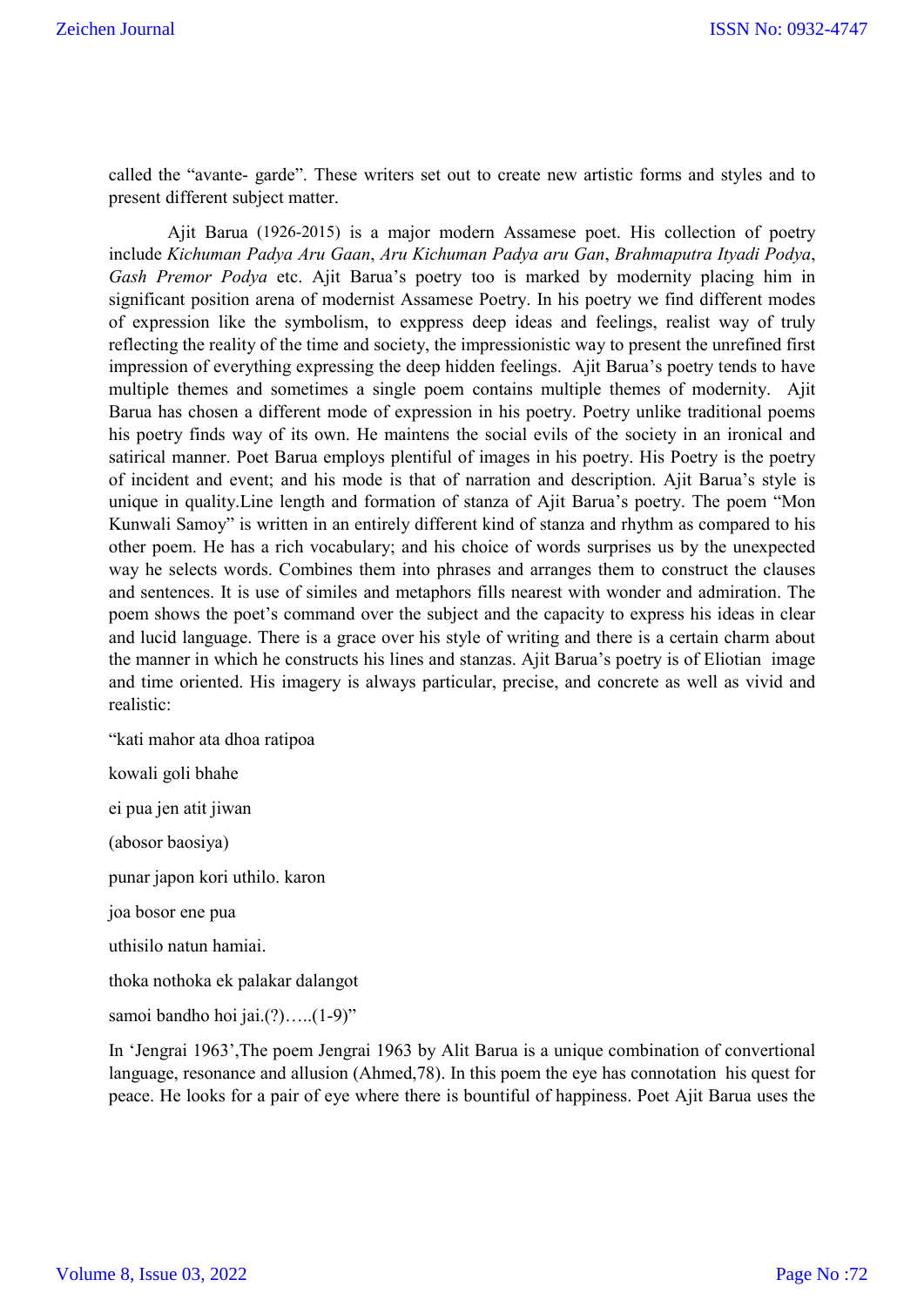called the “avante- garde”. These writers set out to create new artistic forms and styles and to present different subject matter.

Ajit Barua (1926-2015) is a major modern Assamese poet. His collection of poetry include *Kichuman Padya Aru Gaan*, *Aru Kichuman Padya aru Gan*, *Brahmaputra Ityadi Podya*, *Gash Premor Podya* etc. Ajit Barua’s poetry too is marked by modernity placing him in significant position arena of modernist Assamese Poetry. In his poetry we find different modes of expression like the symbolism, to exppress deep ideas and feelings, realist way of truly reflecting the reality of the time and society, the impressionistic way to present the unrefined first impression of everything expressing the deep hidden feelings. Ajit Barua’s poetry tends to have multiple themes and sometimes a single poem contains multiple themes of modernity. Ajit Barua has chosen a different mode of expression in his poetry. Poetry unlike traditional poems his poetry finds way of its own. He maintens the social evils of the society in an ironical and satirical manner. Poet Barua employs plentiful of images in his poetry. His Poetry is the poetry of incident and event; and his mode is that of narration and description. Ajit Barua’s style is unique in quality.Line length and formation of stanza of Ajit Barua’s poetry. The poem “Mon Kunwali Samoy” is written in an entirely different kind of stanza and rhythm as compared to his other poem. He has a rich vocabulary; and his choice of words surprises us by the unexpected way he selects words. Combines them into phrases and arranges them to construct the clauses and sentences. It is use of similes and metaphors fills nearest with wonder and admiration. The poem shows the poet’s command over the subject and the capacity to express his ideas in clear and lucid language. There is a grace over his style of writing and there is a certain charm about the manner in which he constructs his lines and stanzas. Ajit Barua’s poetry is of Eliotian image and time oriented. His imagery is always particular, precise, and concrete as well as vivid and realistic:

“kati mahor ata dhoa ratipoa

kowali goli bhahe

ei pua jen atit jiwan

(abosor baosiya)

punar japon kori uthilo. karon

joa bosor ene pua

uthisilo natun hamiai.

thoka nothoka ek palakar dalangot

samoi bandho hoi jai.(?).....(1-9)”

In ‘Jengrai 1963’,The poem Jengrai 1963 by Alit Barua is a unique combination of convertional language, resonance and allusion (Ahmed,78). In this poem the eye has connotation his quest for peace. He looks for a pair of eye where there is bountiful of happiness. Poet Ajit Barua uses the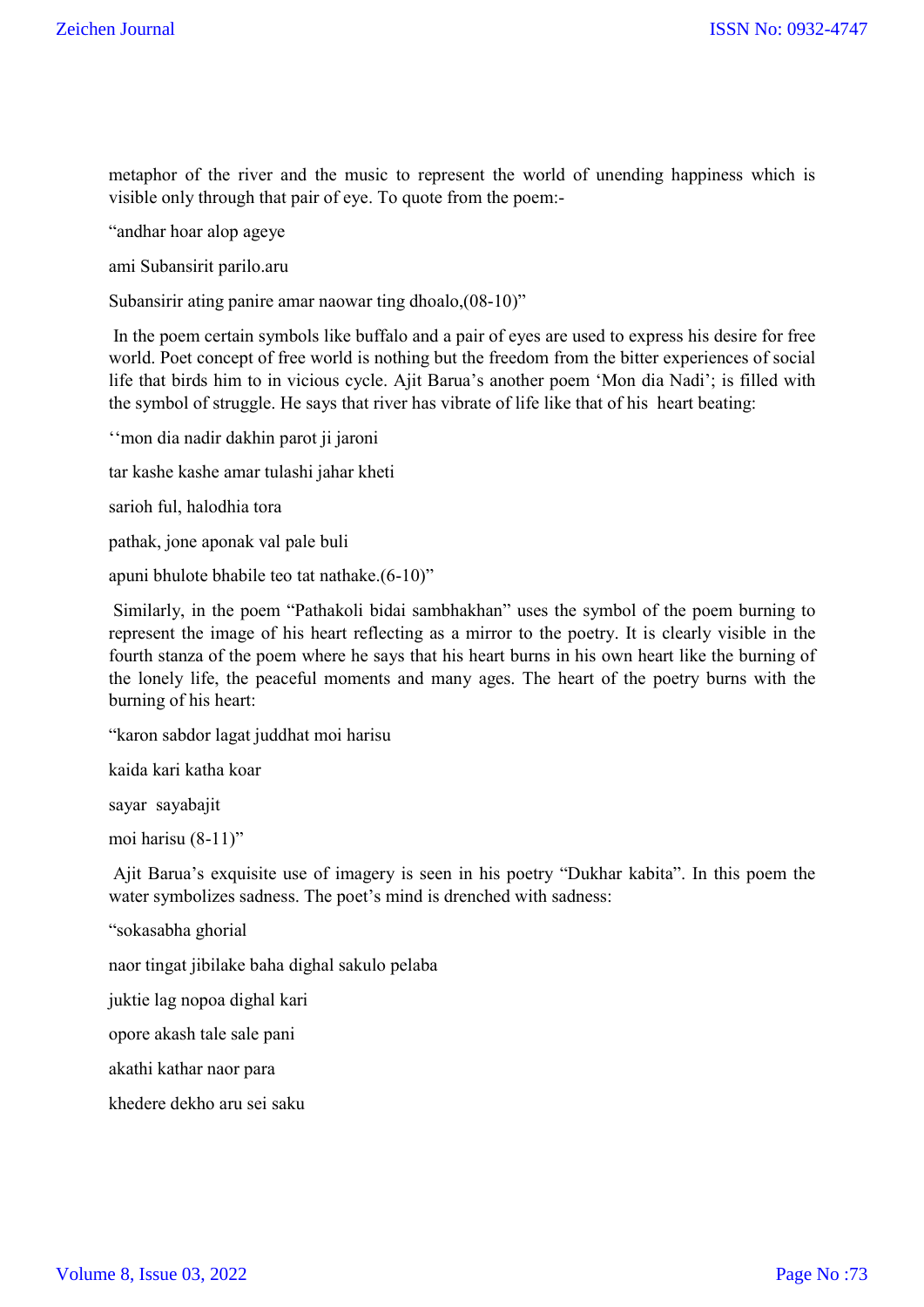metaphor of the river and the music to represent the world of unending happiness which is visible only through that pair of eye. To quote from the poem:-

“andhar hoar alop ageye

ami Subansirit parilo.aru

Subansirir ating panire amar naowar ting dhoalo,(08-10)”

In the poem certain symbols like buffalo and a pair of eyes are used to express his desire for free world. Poet concept of free world is nothing but the freedom from the bitter experiences of social life that birds him to in vicious cycle. Ajit Barua’s another poem ‘Mon dia Nadi’; is filled with the symbol of struggle. He says that river has vibrate of life like that of his heart beating:

‘‘mon dia nadir dakhin parot ji jaroni

tar kashe kashe amar tulashi jahar kheti

sarioh ful, halodhia tora

pathak, jone aponak val pale buli

apuni bhulote bhabile teo tat nathake.(6-10)”

Similarly, in the poem “Pathakoli bidai sambhakhan” uses the symbol of the poem burning to represent the image of his heart reflecting as a mirror to the poetry. It is clearly visible in the fourth stanza of the poem where he says that his heart burns in his own heart like the burning of the lonely life, the peaceful moments and many ages. The heart of the poetry burns with the burning of his heart:

“karon sabdor lagat juddhat moi harisu

kaida kari katha koar

sayar sayabajit

moi harisu (8-11)”

Ajit Barua’s exquisite use of imagery is seen in his poetry “Dukhar kabita”. In this poem the water symbolizes sadness. The poet’s mind is drenched with sadness:

“sokasabha ghorial

naor tingat jibilake baha dighal sakulo pelaba

juktie lag nopoa dighal kari

opore akash tale sale pani

akathi kathar naor para

khedere dekho aru sei saku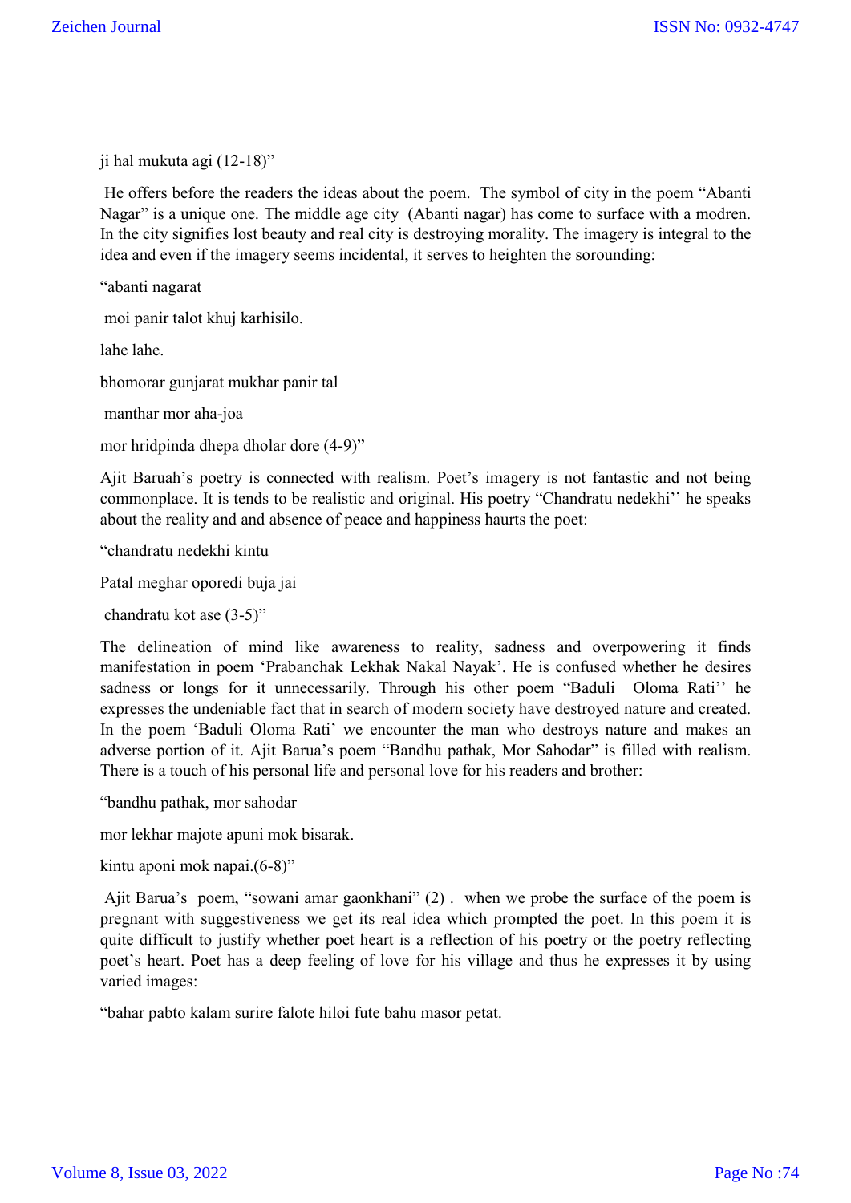ji hal mukuta agi (12-18)"

He offers before the readers the ideas about the poem. The symbol of city in the poem "Abanti Nagar" is a unique one. The middle age city (Abanti nagar) has come to surface with a modren. In the city signifies lost beauty and real city is destroying morality. The imagery is integral to the idea and even if the imagery seems incidental, it serves to heighten the sorounding:

"abanti nagarat

moi panir talot khuj karhisilo.

lahe lahe.

bhomorar gunjarat mukhar panir tal

manthar mor aha-joa

mor hridpinda dhepa dholar dore (4-9)"

Ajit Baruah's poetry is connected with realism. Poet's imagery is not fantastic and not being commonplace. It is tends to be realistic and original. His poetry "Chandratu nedekhi'' he speaks about the reality and and absence of peace and happiness haurts the poet:

"chandratu nedekhi kintu

Patal meghar oporedi buja jai

chandratu kot ase (3-5)"

The delineation of mind like awareness to reality, sadness and overpowering it finds manifestation in poem 'Prabanchak Lekhak Nakal Nayak'. He is confused whether he desires sadness or longs for it unnecessarily. Through his other poem "Baduli Oloma Rati'' he expresses the undeniable fact that in search of modern society have destroyed nature and created. In the poem 'Baduli Oloma Rati' we encounter the man who destroys nature and makes an adverse portion of it. Ajit Barua's poem "Bandhu pathak, Mor Sahodar" is filled with realism. There is a touch of his personal life and personal love for his readers and brother:

"bandhu pathak, mor sahodar

mor lekhar majote apuni mok bisarak.

kintu aponi mok napai.(6-8)"

Ajit Barua's poem, "sowani amar gaonkhani" (2) . when we probe the surface of the poem is pregnant with suggestiveness we get its real idea which prompted the poet. In this poem it is quite difficult to justify whether poet heart is a reflection of his poetry or the poetry reflecting poet's heart. Poet has a deep feeling of love for his village and thus he expresses it by using varied images:

"bahar pabto kalam surire falote hiloi fute bahu masor petat.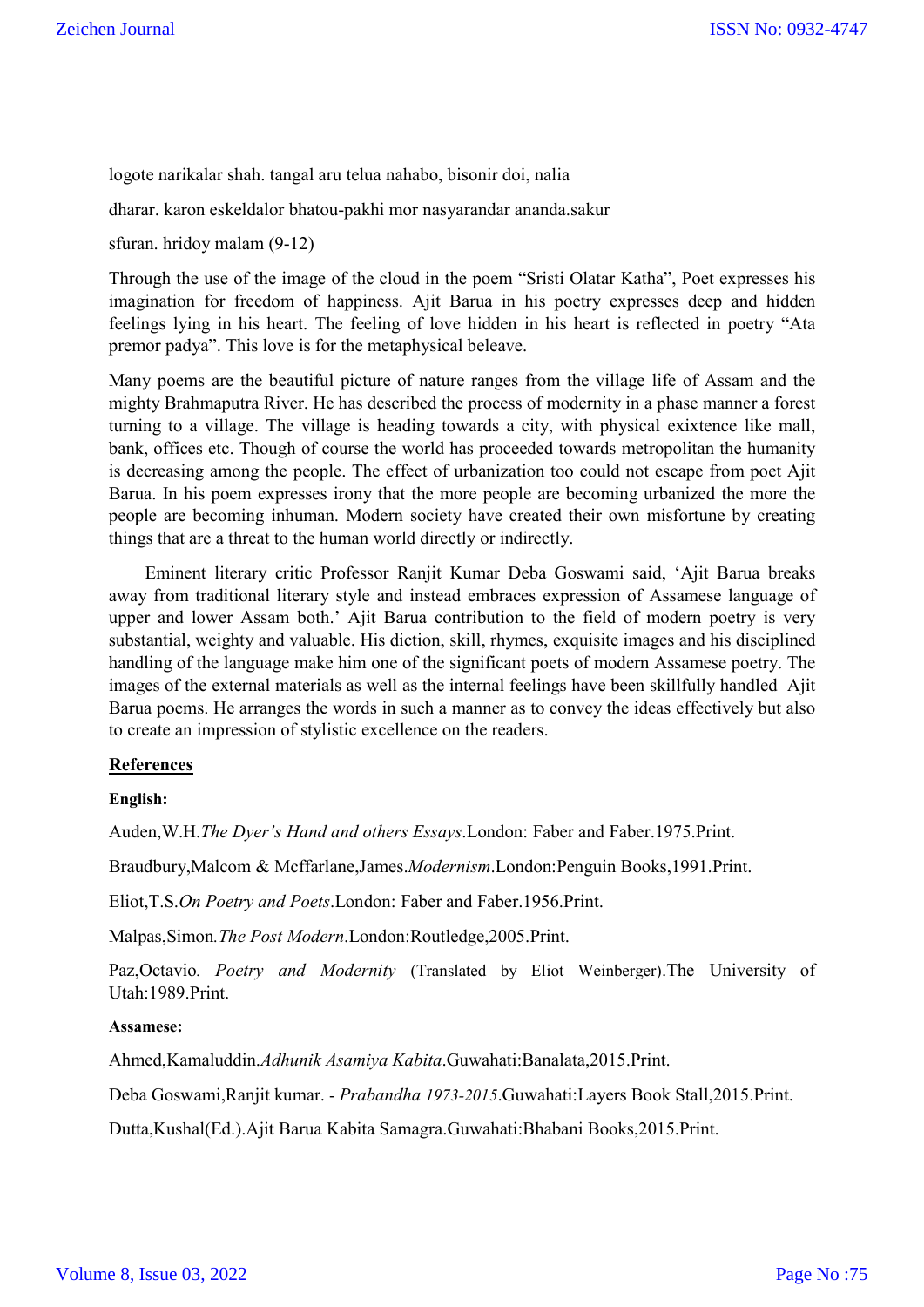logote narikalar shah. tangal aru telua nahabo, bisonir doi, nalia

dharar. karon eskeldalor bhatou-pakhi mor nasyarandar ananda.sakur

sfuran. hridoy malam (9-12)

Through the use of the image of the cloud in the poem "Sristi Olatar Katha", Poet expresses his imagination for freedom of happiness. Ajit Barua in his poetry expresses deep and hidden feelings lying in his heart. The feeling of love hidden in his heart is reflected in poetry "Ata premor padya". This love is for the metaphysical beleave.

Many poems are the beautiful picture of nature ranges from the village life of Assam and the mighty Brahmaputra River. He has described the process of modernity in a phase manner a forest turning to a village. The village is heading towards a city, with physical exixtence like mall, bank, offices etc. Though of course the world has proceeded towards metropolitan the humanity is decreasing among the people. The effect of urbanization too could not escape from poet Ajit Barua. In his poem expresses irony that the more people are becoming urbanized the more the people are becoming inhuman. Modern society have created their own misfortune by creating things that are a threat to the human world directly or indirectly.

Eminent literary critic Professor Ranjit Kumar Deba Goswami said, 'Ajit Barua breaks away from traditional literary style and instead embraces expression of Assamese language of upper and lower Assam both.' Ajit Barua contribution to the field of modern poetry is very substantial, weighty and valuable. His diction, skill, rhymes, exquisite images and his disciplined handling of the language make him one of the significant poets of modern Assamese poetry. The images of the external materials as well as the internal feelings have been skillfully handled Ajit Barua poems. He arranges the words in such a manner as to convey the ideas effectively but also to create an impression of stylistic excellence on the readers.

## References

**English:**

Auden,W.H.*The Dyer's Hand and others Essays*.London: Faber and Faber.1975.Print.

Braudbury,Malcom & Mcffarlane,James.*Modernism*.London:Penguin Books,1991.Print.

Eliot,T.S.*On Poetry and Poets*.London: Faber and Faber.1956.Print.

Malpas,Simon.*The Post Modern*.London:Routledge,2005.Print.

Paz,Octavio. *Poetry and Modernity* (Translated by Eliot Weinberger).The University of Utah:1989.Print.

**Assamese:**

Ahmed,Kamaluddin.*Adhunik Asamiya Kabita*.Guwahati:Banalata,2015.Print.

Deba Goswami,Ranjit kumar. - *Prabandha 1973-2015*.Guwahati:Layers Book Stall,2015.Print.

Dutta,Kushal(Ed.).Ajit Barua Kabita Samagra.Guwahati:Bhabani Books,2015.Print.